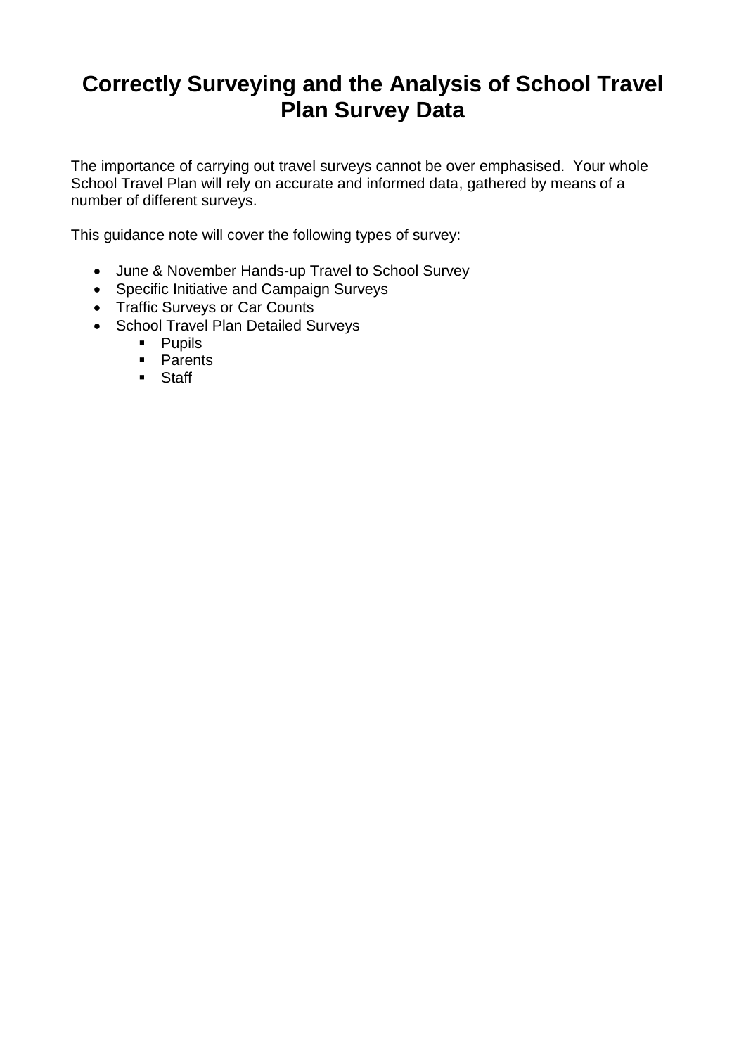# Correctly Surveying and the Analysis of School Travel Plan Survey Data

The importance of carrying out travel surveys cannot be over emphasised. Your whole School Travel Plan will rely on accurate and informed data, gathered by means of a number of different surveys.

This guidance note will cover the following types of survey:

- June & November Hands-up Travel to School Survey
- Specific Initiative and Campaign Surveys
- Traffic Surveys or Car Counts
- School Travel Plan Detailed Surveys
    - Pupils
    - Parents
    - Staff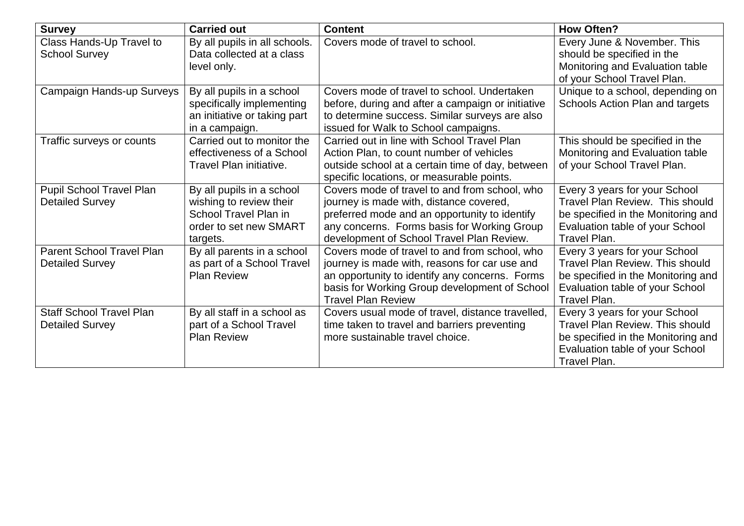| Survey | Carried out | Content | How Often? |
|---|---|---|---|
| Class Hands-Up Travel to School Survey | By all pupils in all schools. Data collected at a class level only. | Covers mode of travel to school. | Every June & November. This should be specified in the Monitoring and Evaluation table of your School Travel Plan. |
| Campaign Hands-up Surveys | By all pupils in a school specifically implementing an initiative or taking part in a campaign. | Covers mode of travel to school. Undertaken before, during and after a campaign or initiative to determine success. Similar surveys are also issued for Walk to School campaigns. | Unique to a school, depending on Schools Action Plan and targets |
| Traffic surveys or counts | Carried out to monitor the effectiveness of a School Travel Plan initiative. | Carried out in line with School Travel Plan Action Plan, to count number of vehicles outside school at a certain time of day, between specific locations, or measurable points. | This should be specified in the Monitoring and Evaluation table of your School Travel Plan. |
| Pupil School Travel Plan Detailed Survey | By all pupils in a school wishing to review their School Travel Plan in order to set new SMART targets. | Covers mode of travel to and from school, who journey is made with, distance covered, preferred mode and an opportunity to identify any concerns. Forms basis for Working Group development of School Travel Plan Review. | Every 3 years for your School Travel Plan Review. This should be specified in the Monitoring and Evaluation table of your School Travel Plan. |
| Parent School Travel Plan Detailed Survey | By all parents in a school as part of a School Travel Plan Review | Covers mode of travel to and from school, who journey is made with, reasons for car use and an opportunity to identify any concerns. Forms basis for Working Group development of School Travel Plan Review | Every 3 years for your School Travel Plan Review. This should be specified in the Monitoring and Evaluation table of your School Travel Plan. |
| Staff School Travel Plan Detailed Survey | By all staff in a school as part of a School Travel Plan Review | Covers usual mode of travel, distance travelled, time taken to travel and barriers preventing more sustainable travel choice. | Every 3 years for your School Travel Plan Review. This should be specified in the Monitoring and Evaluation table of your School Travel Plan. |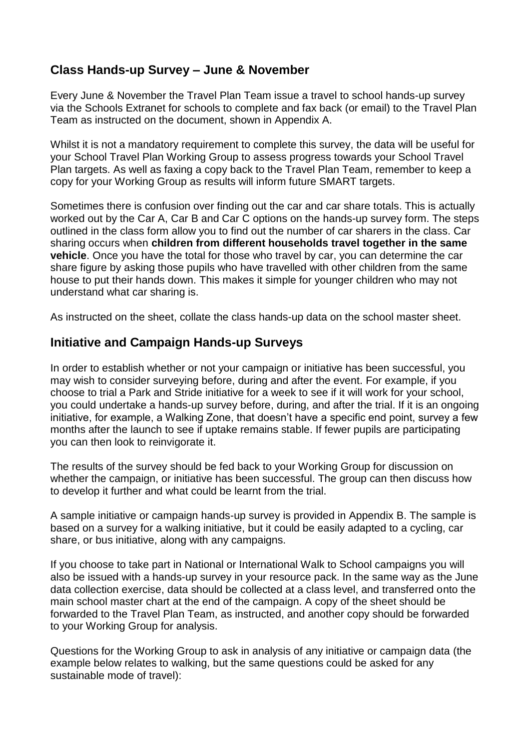## Class Hands-up Survey – June & November

Every June & November the Travel Plan Team issue a travel to school hands-up survey via the Schools Extranet for schools to complete and fax back (or email) to the Travel Plan Team as instructed on the document, shown in Appendix A.

Whilst it is not a mandatory requirement to complete this survey, the data will be useful for your School Travel Plan Working Group to assess progress towards your School Travel Plan targets. As well as faxing a copy back to the Travel Plan Team, remember to keep a copy for your Working Group as results will inform future SMART targets.

Sometimes there is confusion over finding out the car and car share totals. This is actually worked out by the Car A, Car B and Car C options on the hands-up survey form. The steps outlined in the class form allow you to find out the number of car sharers in the class. Car sharing occurs when **children from different households travel together in the same vehicle**. Once you have the total for those who travel by car, you can determine the car share figure by asking those pupils who have travelled with other children from the same house to put their hands down. This makes it simple for younger children who may not understand what car sharing is.

As instructed on the sheet, collate the class hands-up data on the school master sheet.

## Initiative and Campaign Hands-up Surveys

In order to establish whether or not your campaign or initiative has been successful, you may wish to consider surveying before, during and after the event. For example, if you choose to trial a Park and Stride initiative for a week to see if it will work for your school, you could undertake a hands-up survey before, during, and after the trial. If it is an ongoing initiative, for example, a Walking Zone, that doesn't have a specific end point, survey a few months after the launch to see if uptake remains stable. If fewer pupils are participating you can then look to reinvigorate it.

The results of the survey should be fed back to your Working Group for discussion on whether the campaign, or initiative has been successful. The group can then discuss how to develop it further and what could be learnt from the trial.

A sample initiative or campaign hands-up survey is provided in Appendix B. The sample is based on a survey for a walking initiative, but it could be easily adapted to a cycling, car share, or bus initiative, along with any campaigns.

If you choose to take part in National or International Walk to School campaigns you will also be issued with a hands-up survey in your resource pack. In the same way as the June data collection exercise, data should be collected at a class level, and transferred onto the main school master chart at the end of the campaign. A copy of the sheet should be forwarded to the Travel Plan Team, as instructed, and another copy should be forwarded to your Working Group for analysis.

Questions for the Working Group to ask in analysis of any initiative or campaign data (the example below relates to walking, but the same questions could be asked for any sustainable mode of travel):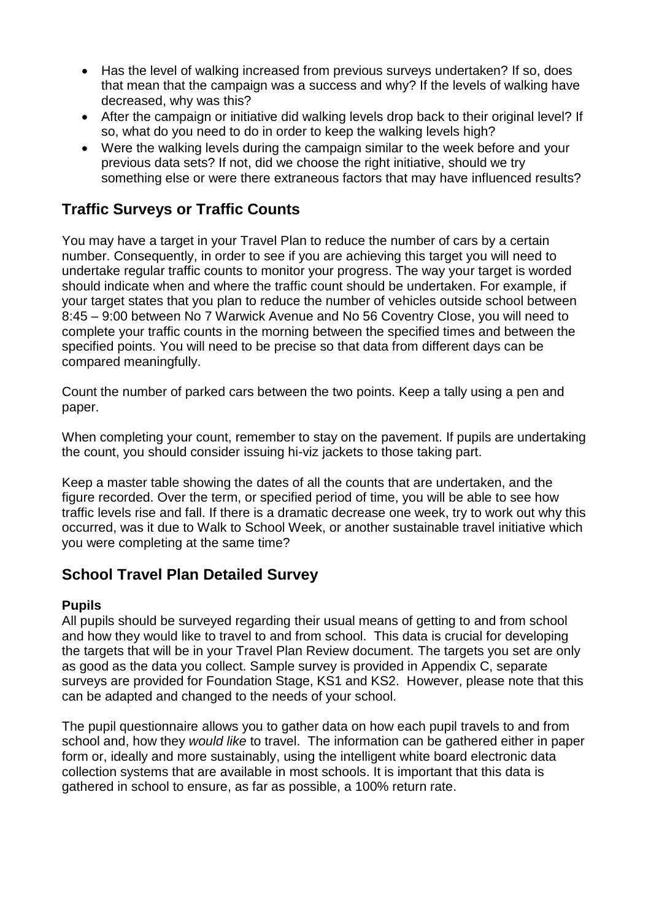- Has the level of walking increased from previous surveys undertaken? If so, does that mean that the campaign was a success and why? If the levels of walking have decreased, why was this?
- After the campaign or initiative did walking levels drop back to their original level? If so, what do you need to do in order to keep the walking levels high?
- Were the walking levels during the campaign similar to the week before and your previous data sets? If not, did we choose the right initiative, should we try something else or were there extraneous factors that may have influenced results?

## Traffic Surveys or Traffic Counts

You may have a target in your Travel Plan to reduce the number of cars by a certain number. Consequently, in order to see if you are achieving this target you will need to undertake regular traffic counts to monitor your progress. The way your target is worded should indicate when and where the traffic count should be undertaken. For example, if your target states that you plan to reduce the number of vehicles outside school between 8:45 – 9:00 between No 7 Warwick Avenue and No 56 Coventry Close, you will need to complete your traffic counts in the morning between the specified times and between the specified points. You will need to be precise so that data from different days can be compared meaningfully.

Count the number of parked cars between the two points. Keep a tally using a pen and paper.

When completing your count, remember to stay on the pavement. If pupils are undertaking the count, you should consider issuing hi-viz jackets to those taking part.

Keep a master table showing the dates of all the counts that are undertaken, and the figure recorded. Over the term, or specified period of time, you will be able to see how traffic levels rise and fall. If there is a dramatic decrease one week, try to work out why this occurred, was it due to Walk to School Week, or another sustainable travel initiative which you were completing at the same time?

## School Travel Plan Detailed Survey

### Pupils

All pupils should be surveyed regarding their usual means of getting to and from school and how they would like to travel to and from school. This data is crucial for developing the targets that will be in your Travel Plan Review document. The targets you set are only as good as the data you collect. Sample survey is provided in Appendix C, separate surveys are provided for Foundation Stage, KS1 and KS2. However, please note that this can be adapted and changed to the needs of your school.

The pupil questionnaire allows you to gather data on how each pupil travels to and from school and, how they *would like* to travel. The information can be gathered either in paper form or, ideally and more sustainably, using the intelligent white board electronic data collection systems that are available in most schools. It is important that this data is gathered in school to ensure, as far as possible, a 100% return rate.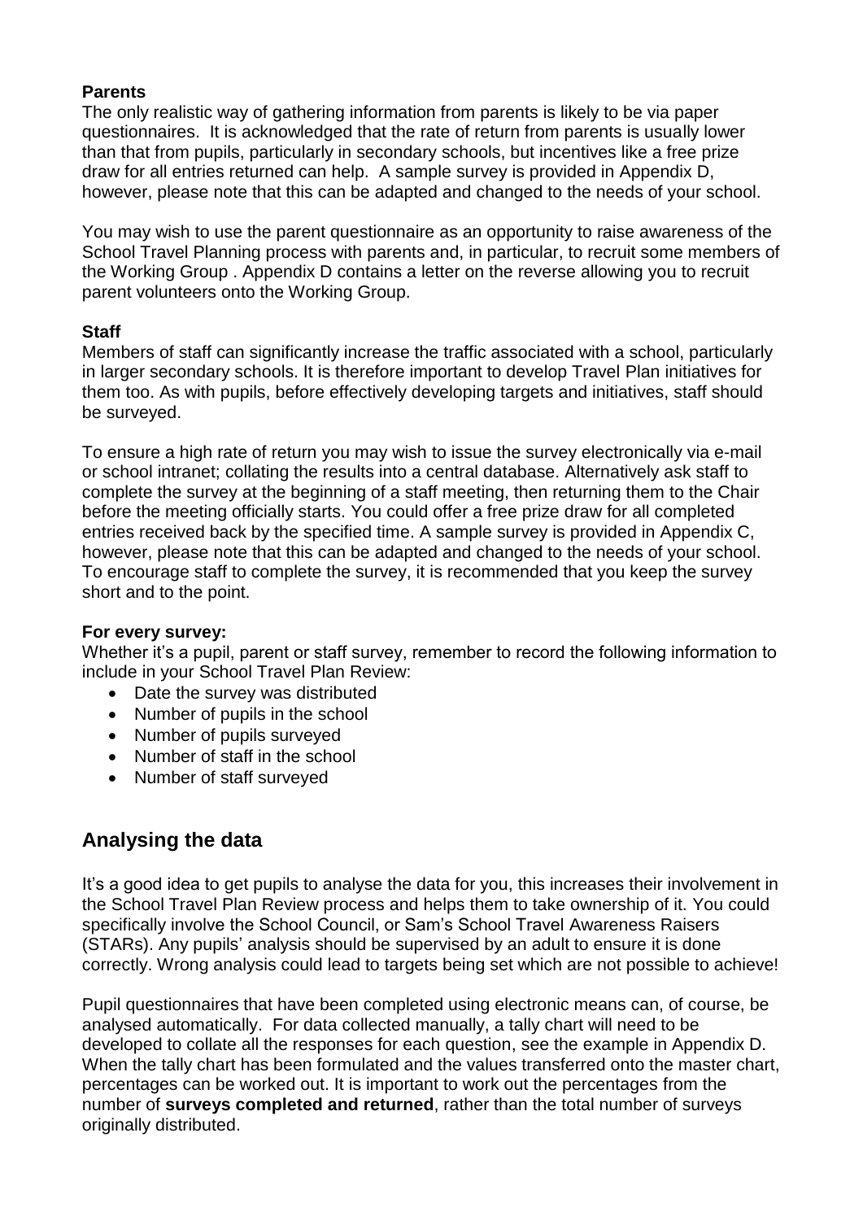**Parents**

The only realistic way of gathering information from parents is likely to be via paper questionnaires. It is acknowledged that the rate of return from parents is usually lower than that from pupils, particularly in secondary schools, but incentives like a free prize draw for all entries returned can help. A sample survey is provided in Appendix D, however, please note that this can be adapted and changed to the needs of your school.

You may wish to use the parent questionnaire as an opportunity to raise awareness of the School Travel Planning process with parents and, in particular, to recruit some members of the Working Group . Appendix D contains a letter on the reverse allowing you to recruit parent volunteers onto the Working Group.

**Staff**

Members of staff can significantly increase the traffic associated with a school, particularly in larger secondary schools. It is therefore important to develop Travel Plan initiatives for them too. As with pupils, before effectively developing targets and initiatives, staff should be surveyed.

To ensure a high rate of return you may wish to issue the survey electronically via e-mail or school intranet; collating the results into a central database. Alternatively ask staff to complete the survey at the beginning of a staff meeting, then returning them to the Chair before the meeting officially starts. You could offer a free prize draw for all completed entries received back by the specified time. A sample survey is provided in Appendix C, however, please note that this can be adapted and changed to the needs of your school. To encourage staff to complete the survey, it is recommended that you keep the survey short and to the point.

**For every survey:**

Whether it's a pupil, parent or staff survey, remember to record the following information to include in your School Travel Plan Review:

- Date the survey was distributed
- Number of pupils in the school
- Number of pupils surveyed
- Number of staff in the school
- Number of staff surveyed

## Analysing the data

It's a good idea to get pupils to analyse the data for you, this increases their involvement in the School Travel Plan Review process and helps them to take ownership of it. You could specifically involve the School Council, or Sam's School Travel Awareness Raisers (STARs). Any pupils' analysis should be supervised by an adult to ensure it is done correctly. Wrong analysis could lead to targets being set which are not possible to achieve!

Pupil questionnaires that have been completed using electronic means can, of course, be analysed automatically. For data collected manually, a tally chart will need to be developed to collate all the responses for each question, see the example in Appendix D. When the tally chart has been formulated and the values transferred onto the master chart, percentages can be worked out. It is important to work out the percentages from the number of **surveys completed and returned**, rather than the total number of surveys originally distributed.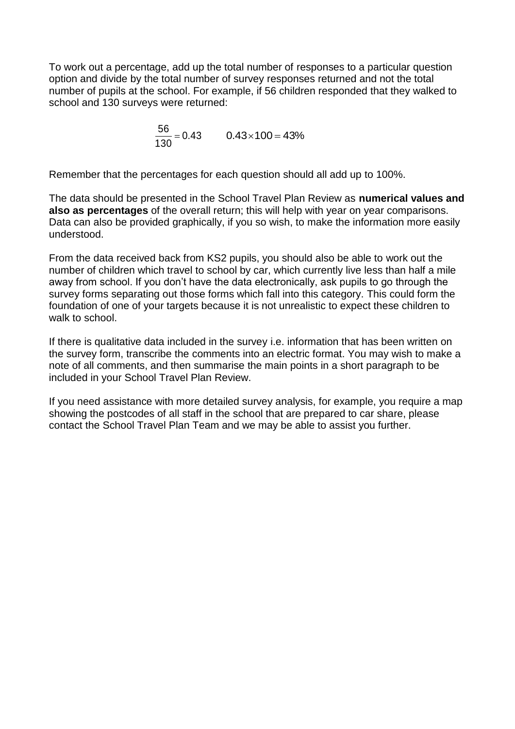To work out a percentage, add up the total number of responses to a particular question option and divide by the total number of survey responses returned and not the total number of pupils at the school. For example, if 56 children responded that they walked to school and 130 surveys were returned:

$$\frac{56}{130} = 0.43 \qquad 0.43 \times 100 = 43\%$$

Remember that the percentages for each question should all add up to 100%.

The data should be presented in the School Travel Plan Review as **numerical values and also as percentages** of the overall return; this will help with year on year comparisons. Data can also be provided graphically, if you so wish, to make the information more easily understood.

From the data received back from KS2 pupils, you should also be able to work out the number of children which travel to school by car, which currently live less than half a mile away from school. If you don't have the data electronically, ask pupils to go through the survey forms separating out those forms which fall into this category. This could form the foundation of one of your targets because it is not unrealistic to expect these children to walk to school.

If there is qualitative data included in the survey i.e. information that has been written on the survey form, transcribe the comments into an electric format. You may wish to make a note of all comments, and then summarise the main points in a short paragraph to be included in your School Travel Plan Review.

If you need assistance with more detailed survey analysis, for example, you require a map showing the postcodes of all staff in the school that are prepared to car share, please contact the School Travel Plan Team and we may be able to assist you further.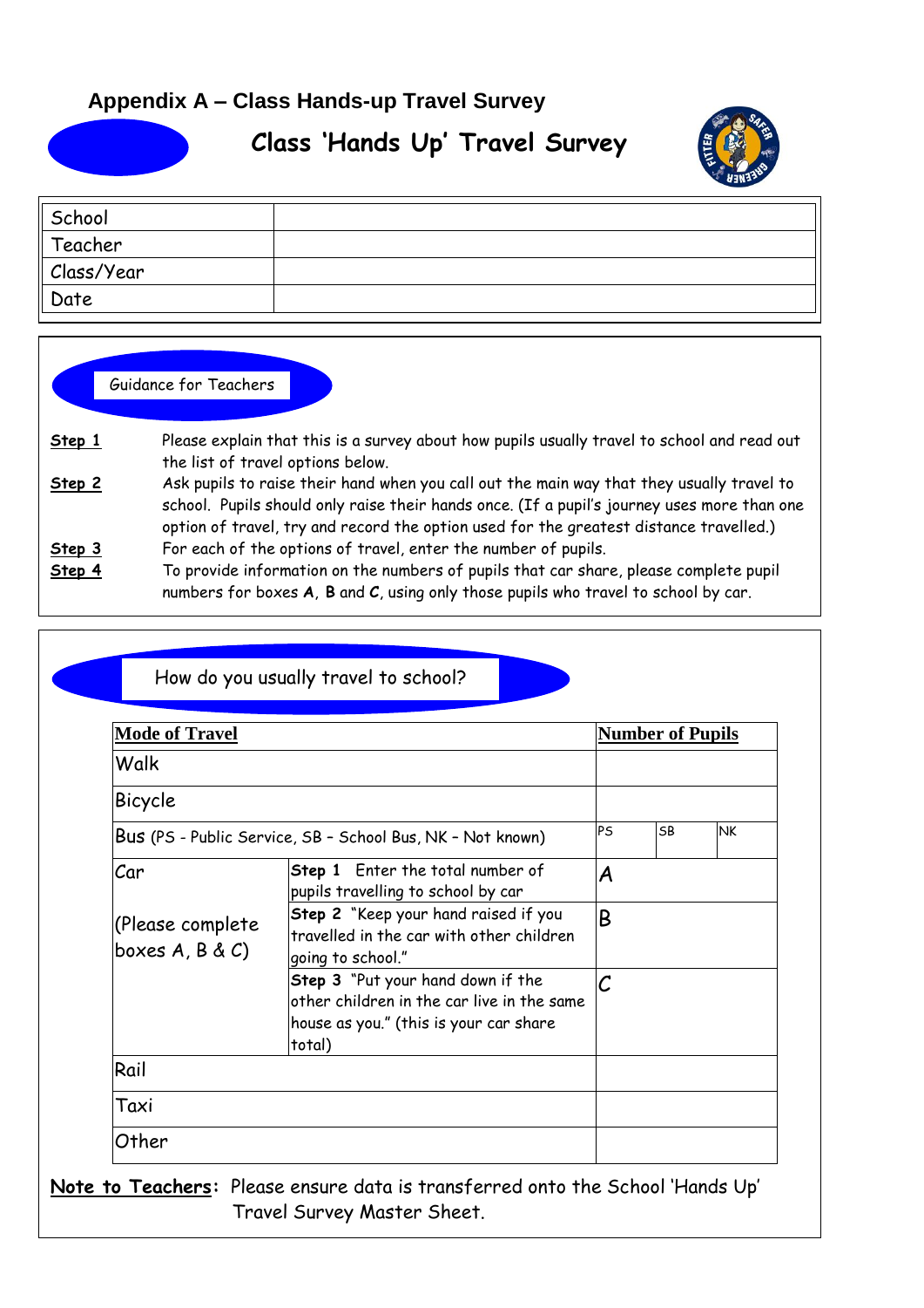## Appendix A – Class Hands-up Travel Survey

# Class 'Hands Up' Travel Survey

| | |
|---|---|
| School | |
| Teacher | |
| Class/Year | |
| Date | |

### Guidance for Teachers

**Step 1** Please explain that this is a survey about how pupils usually travel to school and read out the list of travel options below.

**Step 2** Ask pupils to raise their hand when you call out the main way that they usually travel to school. Pupils should only raise their hands once. (If a pupil's journey uses more than one option of travel, try and record the option used for the greatest distance travelled.)

**Step 3** For each of the options of travel, enter the number of pupils.

**Step 4** To provide information on the numbers of pupils that car share, please complete pupil numbers for boxes **A**, **B** and **C**, using only those pupils who travel to school by car.

### How do you usually travel to school?

| Mode of Travel | | Number of Pupils | | |
|---|---|---|---|---|
| Walk | | | | |
| Bicycle | | | | |
| Bus (PS - Public Service, SB – School Bus, NK – Not known) | | PS | SB | NK |
| Car<br><br>(Please complete boxes A, B & C) | **Step 1** Enter the total number of pupils travelling to school by car | A | | |
| | **Step 2** "Keep your hand raised if you travelled in the car with other children going to school." | B | | |
| | **Step 3** "Put your hand down if the other children in the car live in the same house as you." (this is your car share total) | C | | |
| Rail | | | | |
| Taxi | | | | |
| Other | | | | |

**Note to Teachers**: Please ensure data is transferred onto the School 'Hands Up' Travel Survey Master Sheet.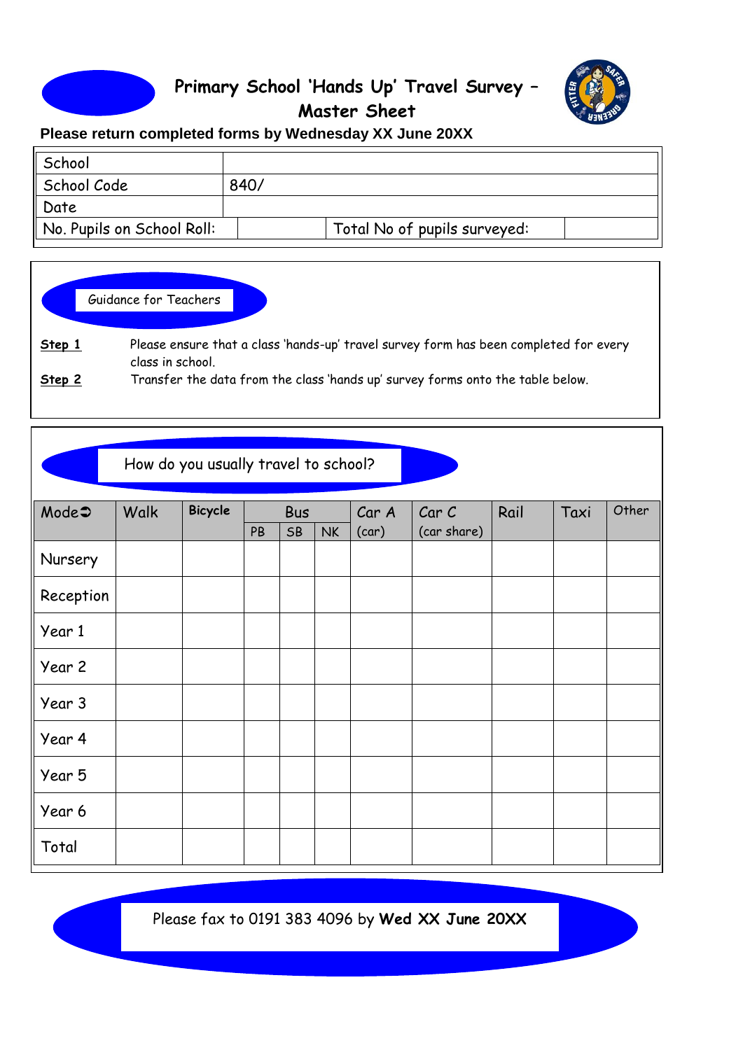# Primary School 'Hands Up' Travel Survey – Master Sheet

**Please return completed forms by Wednesday XX June 20XX**

| | | | |
|---|---|---|---|
| School | | | |
| School Code | 840/ | | |
| Date | | | |
| No. Pupils on School Roll: | | Total No of pupils surveyed: | |

## Guidance for Teachers

**Step 1** Please ensure that a class 'hands-up' travel survey form has been completed for every class in school.

**Step 2** Transfer the data from the class 'hands up' survey forms onto the table below.

## How do you usually travel to school?

| Mode ➲ | Walk | Bicycle | Bus | | | Car A | Car C | Rail | Taxi | Other |
|---|---|---|---|---|---|---|---|---|---|---|
| | | | PB | SB | NK | (car) | (car share) | | | |
| Nursery | | | | | | | | | | |
| Reception | | | | | | | | | | |
| Year 1 | | | | | | | | | | |
| Year 2 | | | | | | | | | | |
| Year 3 | | | | | | | | | | |
| Year 4 | | | | | | | | | | |
| Year 5 | | | | | | | | | | |
| Year 6 | | | | | | | | | | |
| Total | | | | | | | | | | |

Please fax to 0191 383 4096 by **Wed XX June 20XX**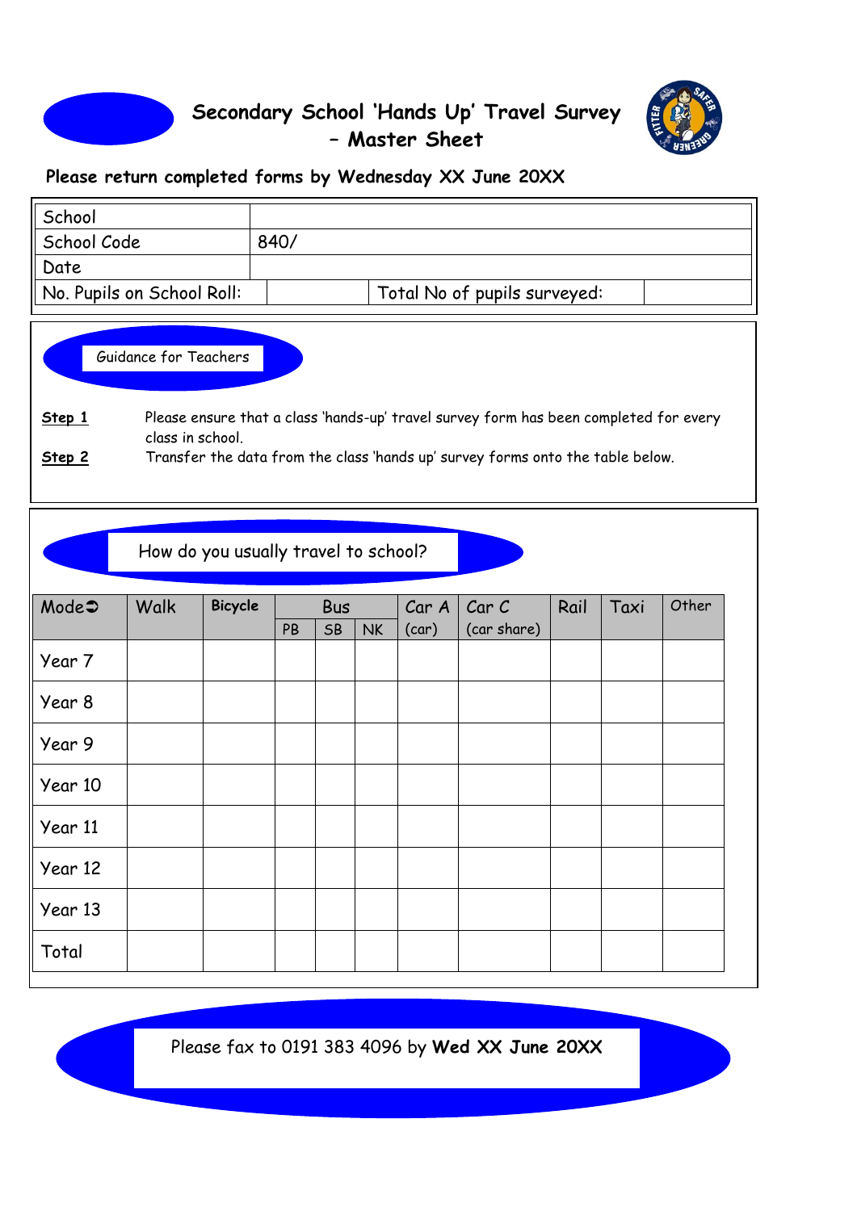# Secondary School 'Hands Up' Travel Survey – Master Sheet

**Please return completed forms by Wednesday XX June 20XX**

| | | | |
|---|---|---|---|
| School | | | |
| School Code | 840/ | | |
| Date | | | |
| No. Pupils on School Roll: | | Total No of pupils surveyed: | |

## Guidance for Teachers

**Step 1** Please ensure that a class 'hands-up' travel survey form has been completed for every class in school.

**Step 2** Transfer the data from the class 'hands up' survey forms onto the table below.

## How do you usually travel to school?

| Mode➲ | Walk | Bicycle | Bus | | | Car A (car) | Car C (car share) | Rail | Taxi | Other |
|---|---|---|---|---|---|---|---|---|---|---|
| | | | PB | SB | NK | | | | | |
| Year 7 | | | | | | | | | | |
| Year 8 | | | | | | | | | | |
| Year 9 | | | | | | | | | | |
| Year 10 | | | | | | | | | | |
| Year 11 | | | | | | | | | | |
| Year 12 | | | | | | | | | | |
| Year 13 | | | | | | | | | | |
| Total | | | | | | | | | | |

Please fax to 0191 383 4096 by **Wed XX June 20XX**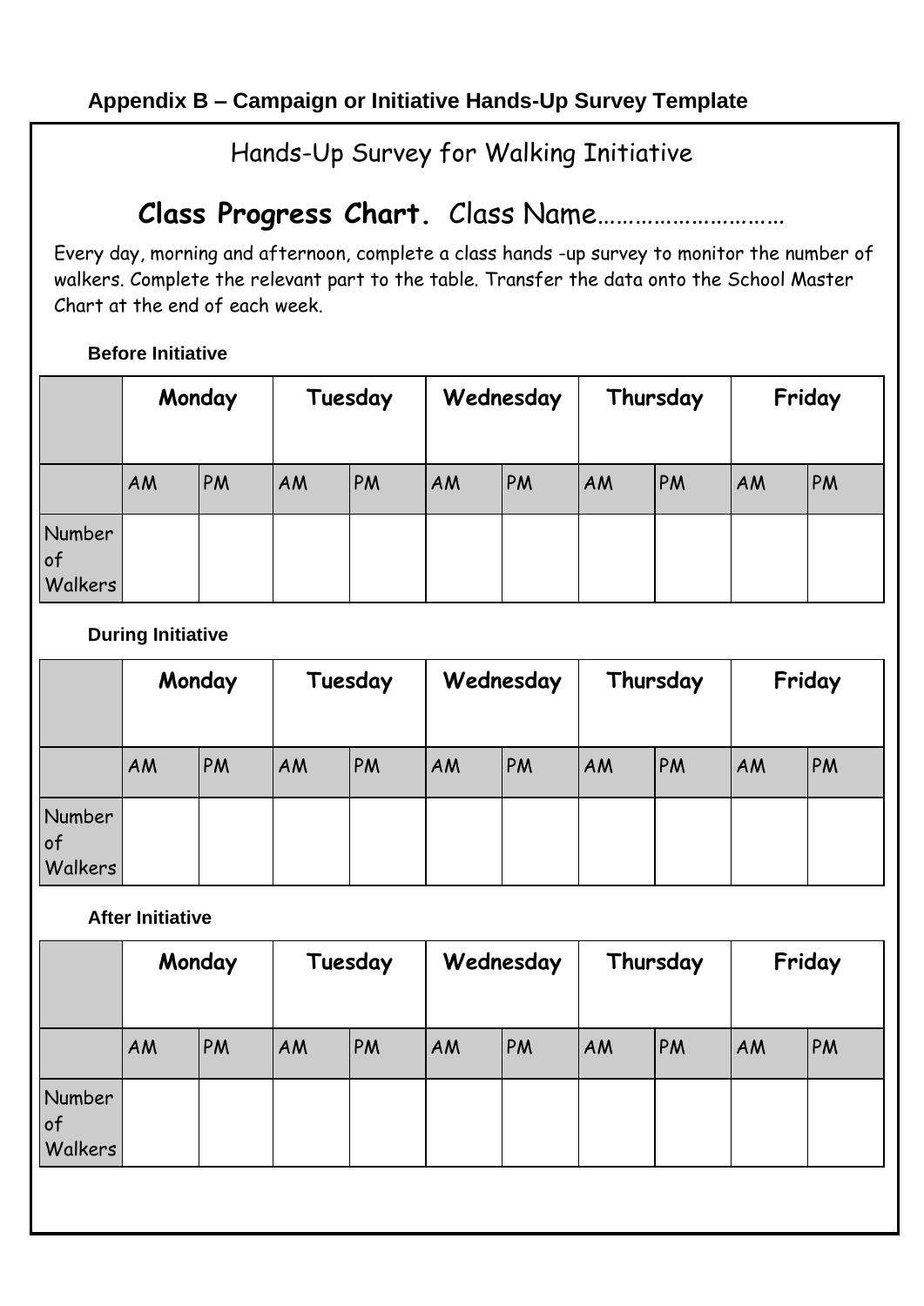### Appendix B – Campaign or Initiative Hands-Up Survey Template

Hands-Up Survey for Walking Initiative

**Class Progress Chart.** Class Name…………………………

Every day, morning and afternoon, complete a class hands -up survey to monitor the number of walkers. Complete the relevant part to the table. Transfer the data onto the School Master Chart at the end of each week.

**Before Initiative**

| | Monday | | Tuesday | | Wednesday | | Thursday | | Friday | |
|---|---|---|---|---|---|---|---|---|---|---|
| | AM | PM | AM | PM | AM | PM | AM | PM | AM | PM |
| Number of Walkers | | | | | | | | | | |

**During Initiative**

| | Monday | | Tuesday | | Wednesday | | Thursday | | Friday | |
|---|---|---|---|---|---|---|---|---|---|---|
| | AM | PM | AM | PM | AM | PM | AM | PM | AM | PM |
| Number of Walkers | | | | | | | | | | |

**After Initiative**

| | Monday | | Tuesday | | Wednesday | | Thursday | | Friday | |
|---|---|---|---|---|---|---|---|---|---|---|
| | AM | PM | AM | PM | AM | PM | AM | PM | AM | PM |
| Number of Walkers | | | | | | | | | | |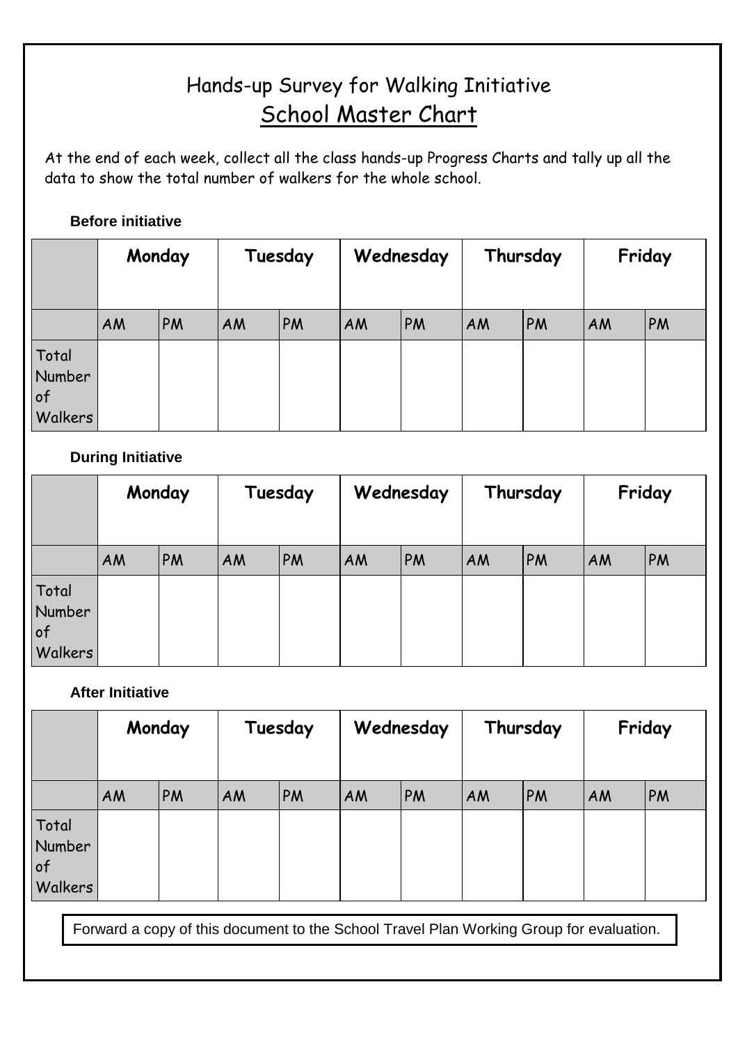# Hands-up Survey for Walking Initiative

## School Master Chart

At the end of each week, collect all the class hands-up Progress Charts and tally up all the data to show the total number of walkers for the whole school.

**Before initiative**

| | Monday | | Tuesday | | Wednesday | | Thursday | | Friday | |
|---|---|---|---|---|---|---|---|---|---|---|
| | AM | PM | AM | PM | AM | PM | AM | PM | AM | PM |
| Total Number of Walkers | | | | | | | | | | |

**During Initiative**

| | Monday | | Tuesday | | Wednesday | | Thursday | | Friday | |
|---|---|---|---|---|---|---|---|---|---|---|
| | AM | PM | AM | PM | AM | PM | AM | PM | AM | PM |
| Total Number of Walkers | | | | | | | | | | |

**After Initiative**

| | Monday | | Tuesday | | Wednesday | | Thursday | | Friday | |
|---|---|---|---|---|---|---|---|---|---|---|
| | AM | PM | AM | PM | AM | PM | AM | PM | AM | PM |
| Total Number of Walkers | | | | | | | | | | |

Forward a copy of this document to the School Travel Plan Working Group for evaluation.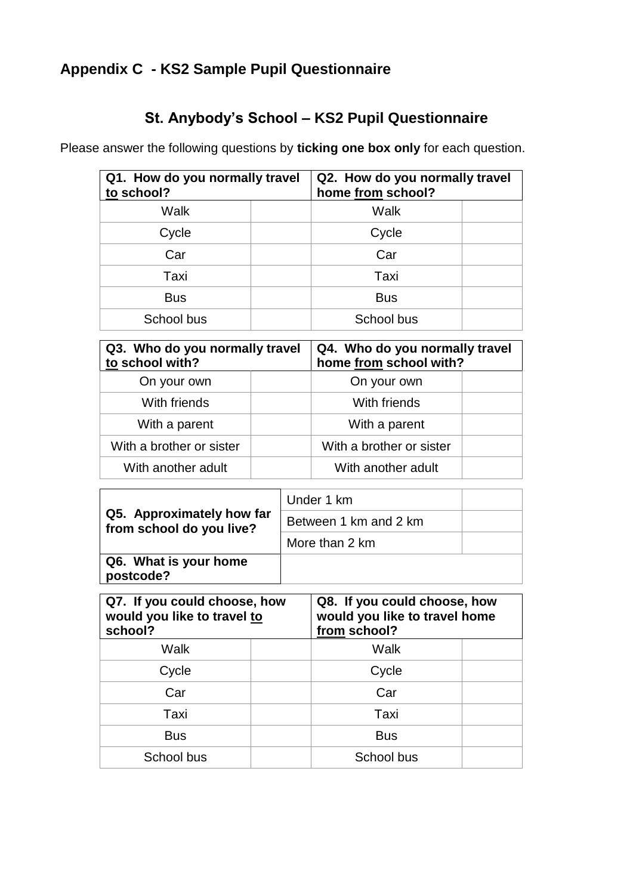## Appendix C - KS2 Sample Pupil Questionnaire

### St. Anybody's School – KS2 Pupil Questionnaire

Please answer the following questions by **ticking one box only** for each question.

| **Q1. How do you normally travel to school?** | | **Q2. How do you normally travel home from school?** | |
|---|---|---|---|
| Walk | | Walk | |
| Cycle | | Cycle | |
| Car | | Car | |
| Taxi | | Taxi | |
| Bus | | Bus | |
| School bus | | School bus | |

| **Q3. Who do you normally travel to school with?** | | **Q4. Who do you normally travel home from school with?** | |
|---|---|---|---|
| On your own | | On your own | |
| With friends | | With friends | |
| With a parent | | With a parent | |
| With a brother or sister | | With a brother or sister | |
| With another adult | | With another adult | |

| | | |
|---|---|---|
| **Q5. Approximately how far from school do you live?** | Under 1 km | |
| | Between 1 km and 2 km | |
| | More than 2 km | |
| **Q6. What is your home postcode?** | | |

| **Q7. If you could choose, how would you like to travel to school?** | | **Q8. If you could choose, how would you like to travel home from school?** | |
|---|---|---|---|
| Walk | | Walk | |
| Cycle | | Cycle | |
| Car | | Car | |
| Taxi | | Taxi | |
| Bus | | Bus | |
| School bus | | School bus | |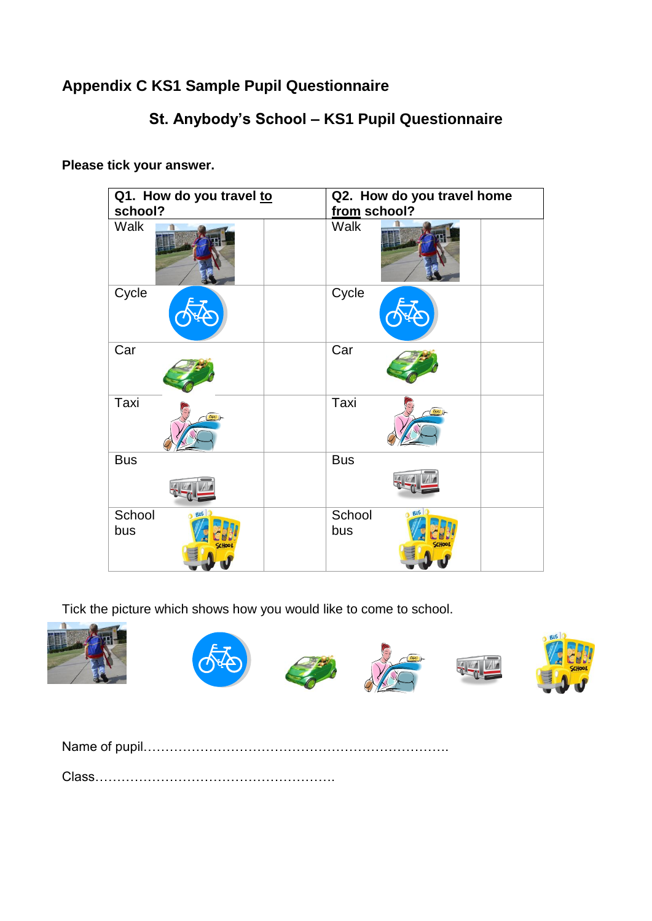## Appendix C KS1 Sample Pupil Questionnaire

### St. Anybody's School – KS1 Pupil Questionnaire

**Please tick your answer.**

| **Q1. How do you travel to school?** | | **Q2. How do you travel home from school?** | |
|---|---|---|---|
| Walk | | Walk | |
| Cycle | | Cycle | |
| Car | | Car | |
| Taxi | | Taxi | |
| Bus | | Bus | |
| School bus | | School bus | |

Tick the picture which shows how you would like to come to school.

Name of pupil…………………………………………………………….

Class……………………………………………….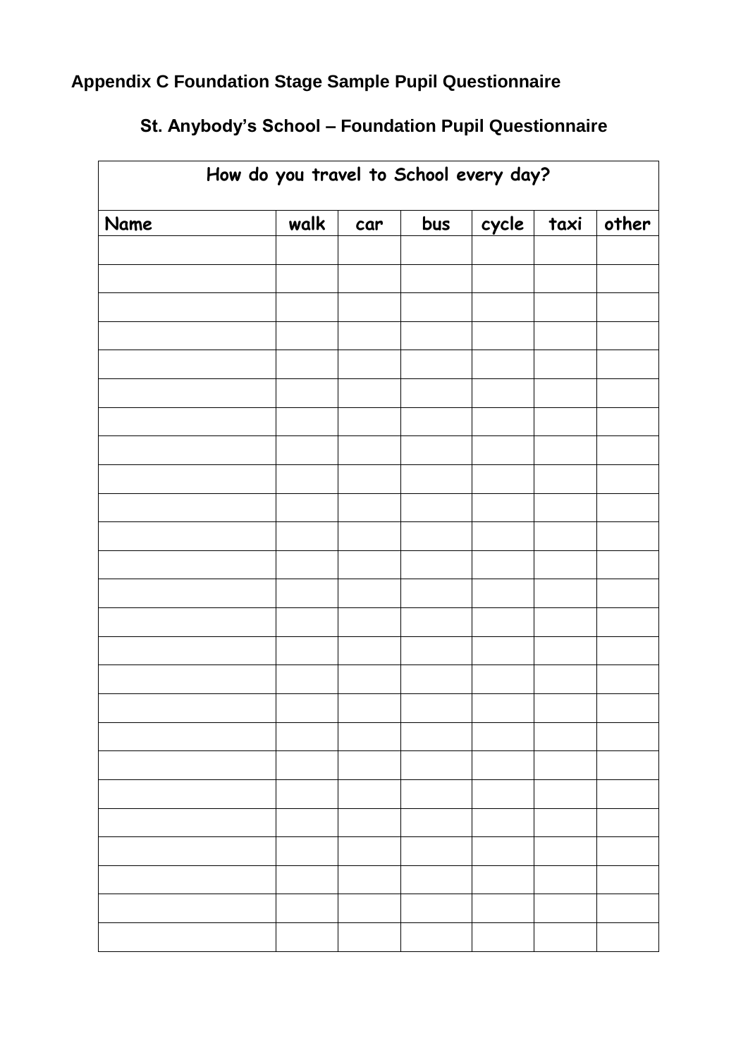## Appendix C Foundation Stage Sample Pupil Questionnaire

### St. Anybody's School – Foundation Pupil Questionnaire

| How do you travel to School every day? | | | | | | |
|---|---|---|---|---|---|---|
| **Name** | **walk** | **car** | **bus** | **cycle** | **taxi** | **other** |
| | | | | | | |
| | | | | | | |
| | | | | | | |
| | | | | | | |
| | | | | | | |
| | | | | | | |
| | | | | | | |
| | | | | | | |
| | | | | | | |
| | | | | | | |
| | | | | | | |
| | | | | | | |
| | | | | | | |
| | | | | | | |
| | | | | | | |
| | | | | | | |
| | | | | | | |
| | | | | | | |
| | | | | | | |
| | | | | | | |
| | | | | | | |
| | | | | | | |
| | | | | | | |
| | | | | | | |
| | | | | | | |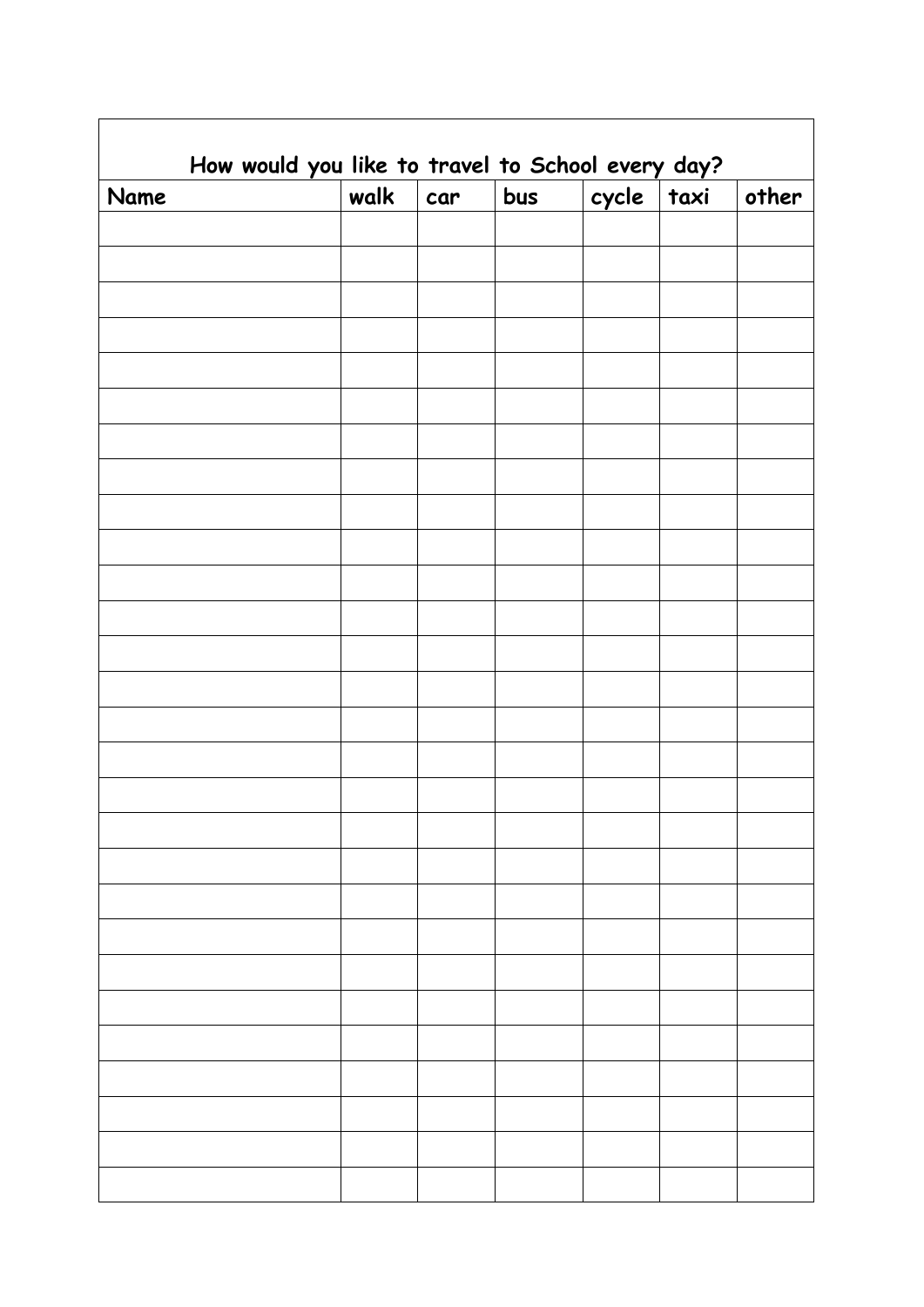**How would you like to travel to School every day?**

| Name | walk | car | bus | cycle | taxi | other |
|---|---|---|---|---|---|---|
| | | | | | | |
| | | | | | | |
| | | | | | | |
| | | | | | | |
| | | | | | | |
| | | | | | | |
| | | | | | | |
| | | | | | | |
| | | | | | | |
| | | | | | | |
| | | | | | | |
| | | | | | | |
| | | | | | | |
| | | | | | | |
| | | | | | | |
| | | | | | | |
| | | | | | | |
| | | | | | | |
| | | | | | | |
| | | | | | | |
| | | | | | | |
| | | | | | | |
| | | | | | | |
| | | | | | | |
| | | | | | | |
| | | | | | | |
| | | | | | | |
| | | | | | | |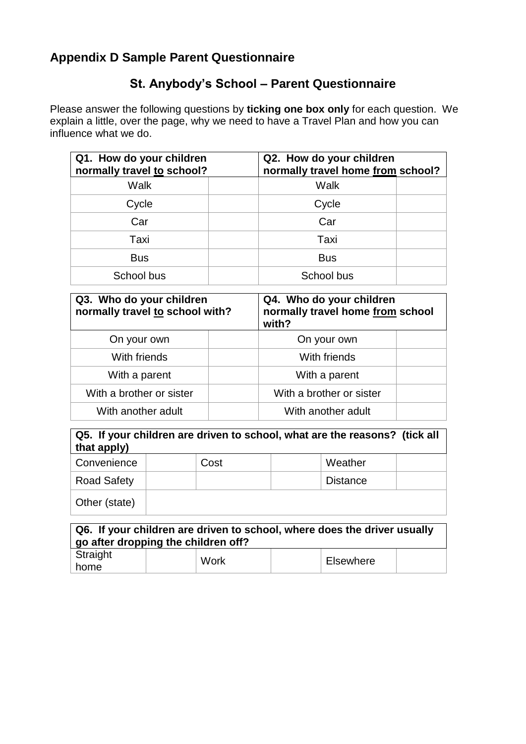## Appendix D Sample Parent Questionnaire

### St. Anybody's School – Parent Questionnaire

Please answer the following questions by **ticking one box only** for each question. We explain a little, over the page, why we need to have a Travel Plan and how you can influence what we do.

| **Q1. How do your children normally travel to school?** | | **Q2. How do your children normally travel home from school?** | |
|---|---|---|---|
| Walk | | Walk | |
| Cycle | | Cycle | |
| Car | | Car | |
| Taxi | | Taxi | |
| Bus | | Bus | |
| School bus | | School bus | |

| **Q3. Who do your children normally travel to school with?** | | **Q4. Who do your children normally travel home from school with?** | |
|---|---|---|---|
| On your own | | On your own | |
| With friends | | With friends | |
| With a parent | | With a parent | |
| With a brother or sister | | With a brother or sister | |
| With another adult | | With another adult | |

| **Q5. If your children are driven to school, what are the reasons? (tick all that apply)** | | | | | |
|---|---|---|---|---|---|
| Convenience | | Cost | | Weather | |
| Road Safety | | | | Distance | |
| Other (state) | | | | | |

| **Q6. If your children are driven to school, where does the driver usually go after dropping the children off?** | | | | | |
|---|---|---|---|---|---|
| Straight home | | Work | | Elsewhere | |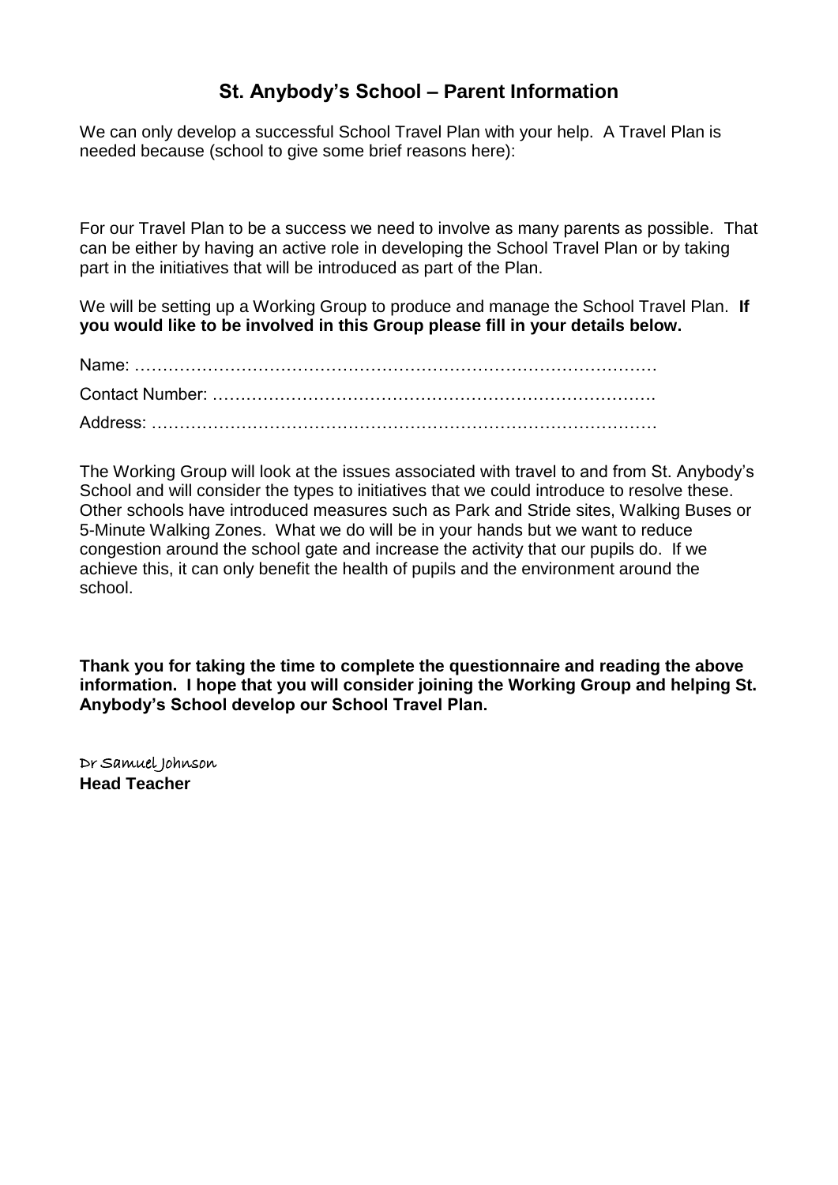## St. Anybody's School – Parent Information

We can only develop a successful School Travel Plan with your help. A Travel Plan is needed because (school to give some brief reasons here):

For our Travel Plan to be a success we need to involve as many parents as possible. That can be either by having an active role in developing the School Travel Plan or by taking part in the initiatives that will be introduced as part of the Plan.

We will be setting up a Working Group to produce and manage the School Travel Plan. **If you would like to be involved in this Group please fill in your details below.**

Name: …………………………………………………………………………………

Contact Number: ……………………………………………………………………

Address: ………………………………………………………………………………

The Working Group will look at the issues associated with travel to and from St. Anybody's School and will consider the types to initiatives that we could introduce to resolve these. Other schools have introduced measures such as Park and Stride sites, Walking Buses or 5-Minute Walking Zones. What we do will be in your hands but we want to reduce congestion around the school gate and increase the activity that our pupils do. If we achieve this, it can only benefit the health of pupils and the environment around the school.

**Thank you for taking the time to complete the questionnaire and reading the above information. I hope that you will consider joining the Working Group and helping St. Anybody's School develop our School Travel Plan.**

Dr Samuel Johnson
**Head Teacher**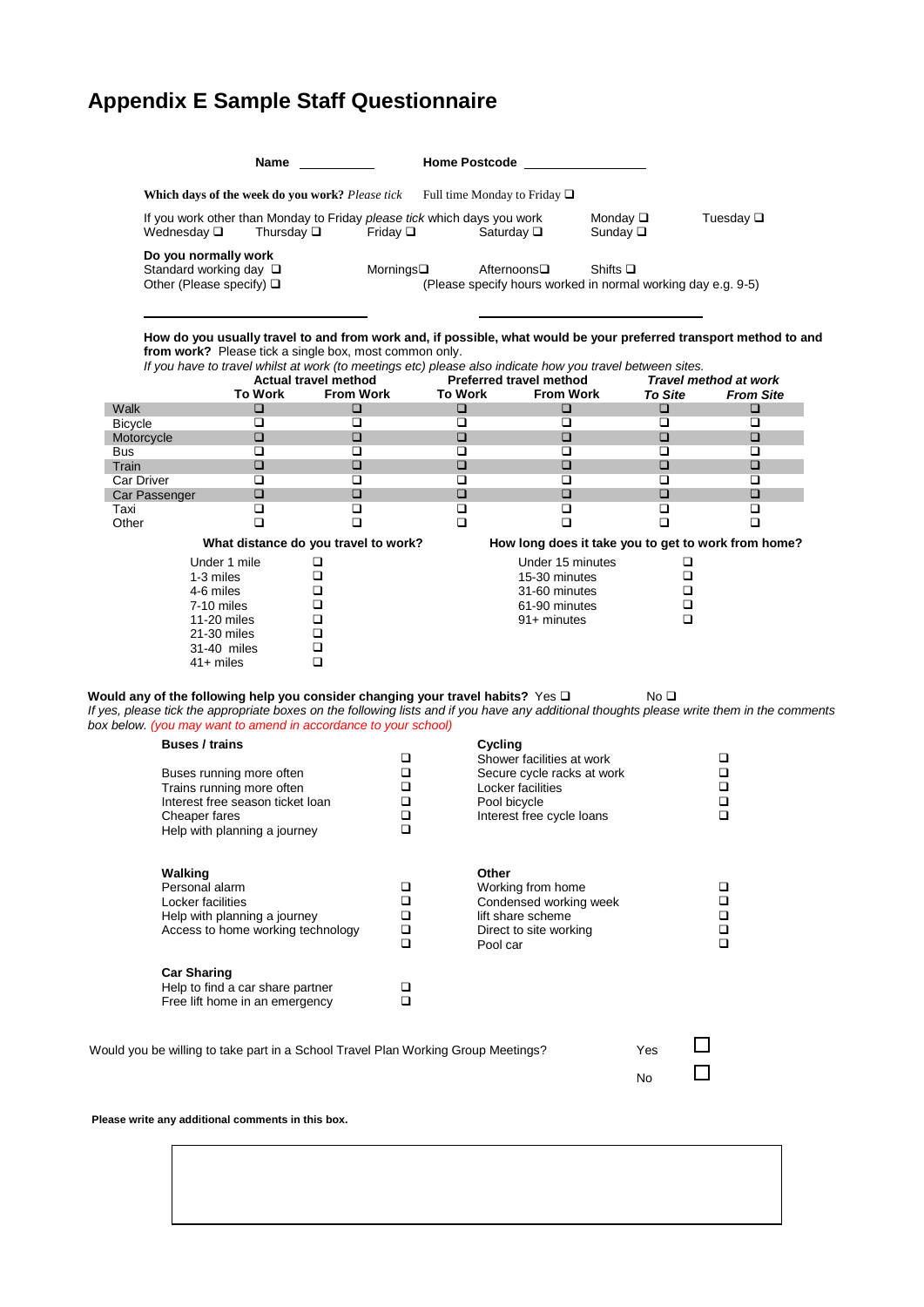# Appendix E Sample Staff Questionnaire

**Name** __________ **Home Postcode** ________________

**Which days of the week do you work?** *Please tick* Full time Monday to Friday ❑

If you work other than Monday to Friday *please tick* which days you work Monday ❑ Tuesday ❑ Wednesday ❑ Thursday ❑ Friday ❑ Saturday ❑ Sunday ❑

**Do you normally work**
Standard working day ❑ Mornings❑ Afternoons❑ Shifts ❑
Other (Please specify) ❑ (Please specify hours worked in normal working day e.g. 9-5)

________________ ________________

**How do you usually travel to and from work and, if possible, what would be your preferred transport method to and from work?** Please tick a single box, most common only.
*If you have to travel whilst at work (to meetings etc) please also indicate how you travel between sites.*

| | Actual travel method | | Preferred travel method | | *Travel method at work* | |
|---|---|---|---|---|---|---|
| | **To Work** | **From Work** | **To Work** | **From Work** | ***To Site*** | ***From Site*** |
| Walk | ❑ | ❑ | ❑ | ❑ | ❑ | ❑ |
| Bicycle | ❑ | ❑ | ❑ | ❑ | ❑ | ❑ |
| Motorcycle | ❑ | ❑ | ❑ | ❑ | ❑ | ❑ |
| Bus | ❑ | ❑ | ❑ | ❑ | ❑ | ❑ |
| Train | ❑ | ❑ | ❑ | ❑ | ❑ | ❑ |
| Car Driver | ❑ | ❑ | ❑ | ❑ | ❑ | ❑ |
| Car Passenger | ❑ | ❑ | ❑ | ❑ | ❑ | ❑ |
| Taxi | ❑ | ❑ | ❑ | ❑ | ❑ | ❑ |
| Other | ❑ | ❑ | ❑ | ❑ | ❑ | ❑ |

**What distance do you travel to work?**

- Under 1 mile ❑
- 1-3 miles ❑
- 4-6 miles ❑
- 7-10 miles ❑
- 11-20 miles ❑
- 21-30 miles ❑
- 31-40 miles ❑
- 41+ miles ❑

**How long does it take you to get to work from home?**

- Under 15 minutes ❑
- 15-30 minutes ❑
- 31-60 minutes ❑
- 61-90 minutes ❑
- 91+ minutes ❑

**Would any of the following help you consider changing your travel habits?** Yes ❑ No ❑
*If yes, please tick the appropriate boxes on the following lists and if you have any additional thoughts please write them in the comments box below. (you may want to amend in accordance to your school)*

**Buses / trains**
- Buses running more often ❑
- Trains running more often ❑
- Interest free season ticket loan ❑
- Cheaper fares ❑
- Help with planning a journey ❑

**Cycling**
- Shower facilities at work ❑
- Secure cycle racks at work ❑
- Locker facilities ❑
- Pool bicycle ❑
- Interest free cycle loans ❑

**Walking**
- Personal alarm ❑
- Locker facilities ❑
- Help with planning a journey ❑
- Access to home working technology ❑

**Other**
- Working from home ❑
- Condensed working week ❑
- lift share scheme ❑
- Direct to site working ❑
- Pool car ❑

**Car Sharing**
- Help to find a car share partner ❑
- Free lift home in an emergency ❑

Would you be willing to take part in a School Travel Plan Working Group Meetings? Yes ☐ No ☐

**Please write any additional comments in this box.**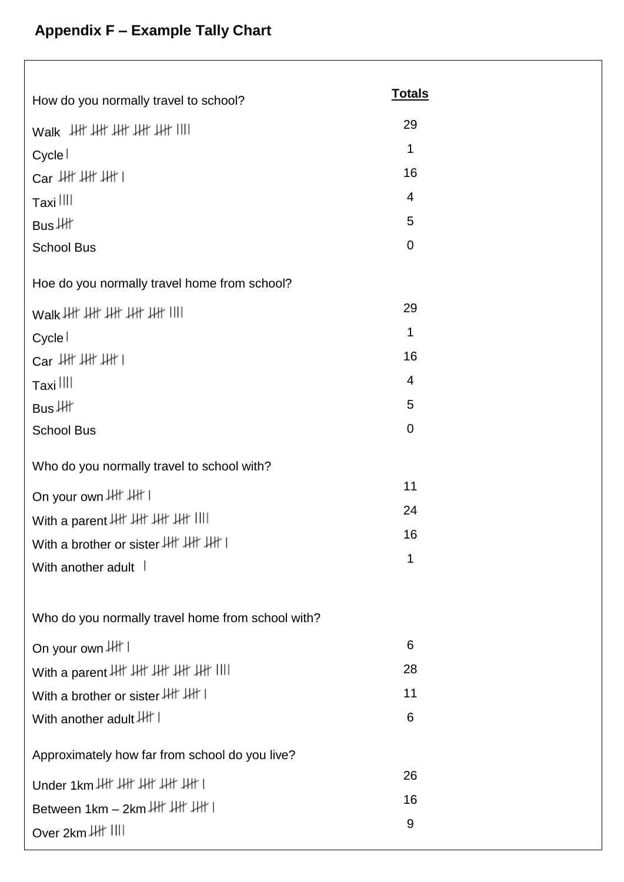## Appendix F – Example Tally Chart

| | Totals |
|---|---|
| How do you normally travel to school? | |
| Walk 卌 卌 卌 卌 卌 IIII | 29 |
| Cycle I | 1 |
| Car 卌 卌 卌 I | 16 |
| Taxi IIII | 4 |
| Bus 卌 | 5 |
| School Bus | 0 |
| Hoe do you normally travel home from school? | |
| Walk 卌 卌 卌 卌 卌 IIII | 29 |
| Cycle I | 1 |
| Car 卌 卌 卌 I | 16 |
| Taxi IIII | 4 |
| Bus 卌 | 5 |
| School Bus | 0 |
| Who do you normally travel to school with? | |
| On your own 卌 卌 I | 11 |
| With a parent 卌 卌 卌 卌 IIII | 24 |
| With a brother or sister 卌 卌 卌 I | 16 |
| With another adult I | 1 |
| Who do you normally travel home from school with? | |
| On your own 卌 I | 6 |
| With a parent 卌 卌 卌 卌 卌 IIII | 28 |
| With a brother or sister 卌 卌 I | 11 |
| With another adult 卌 I | 6 |
| Approximately how far from school do you live? | |
| Under 1km 卌 卌 卌 卌 卌 I | 26 |
| Between 1km – 2km 卌 卌 卌 I | 16 |
| Over 2km 卌 IIII | 9 |